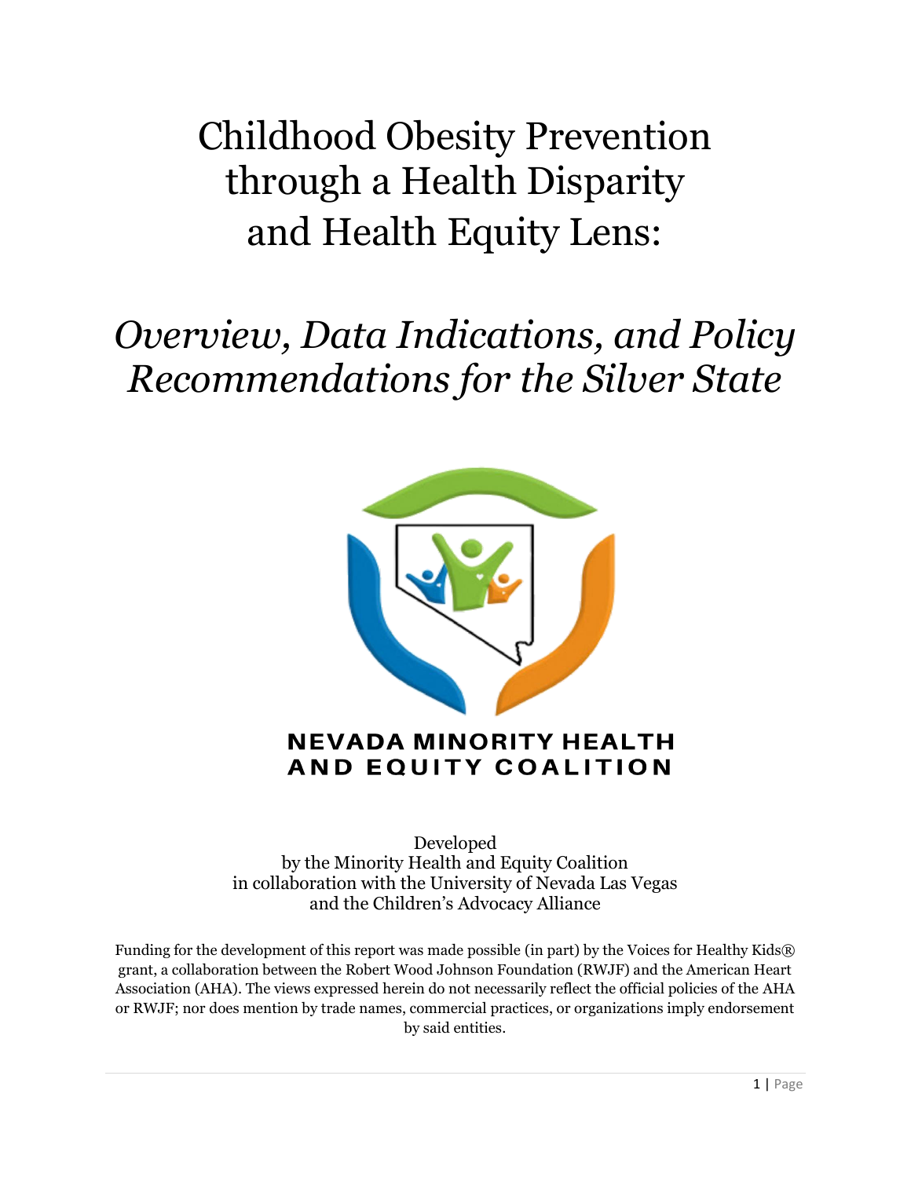# Childhood Obesity Prevention through a Health Disparity and Health Equity Lens:

## *Overview, Data Indications, and Policy Recommendations for the Silver State*

**NEVADA MINORITY HEALTH AND EQUITY COALITION**

Developed
by the Minority Health and Equity Coalition
in collaboration with the University of Nevada Las Vegas
and the Children's Advocacy Alliance

Funding for the development of this report was made possible (in part) by the Voices for Healthy Kids® grant, a collaboration between the Robert Wood Johnson Foundation (RWJF) and the American Heart Association (AHA). The views expressed herein do not necessarily reflect the official policies of the AHA or RWJF; nor does mention by trade names, commercial practices, or organizations imply endorsement by said entities.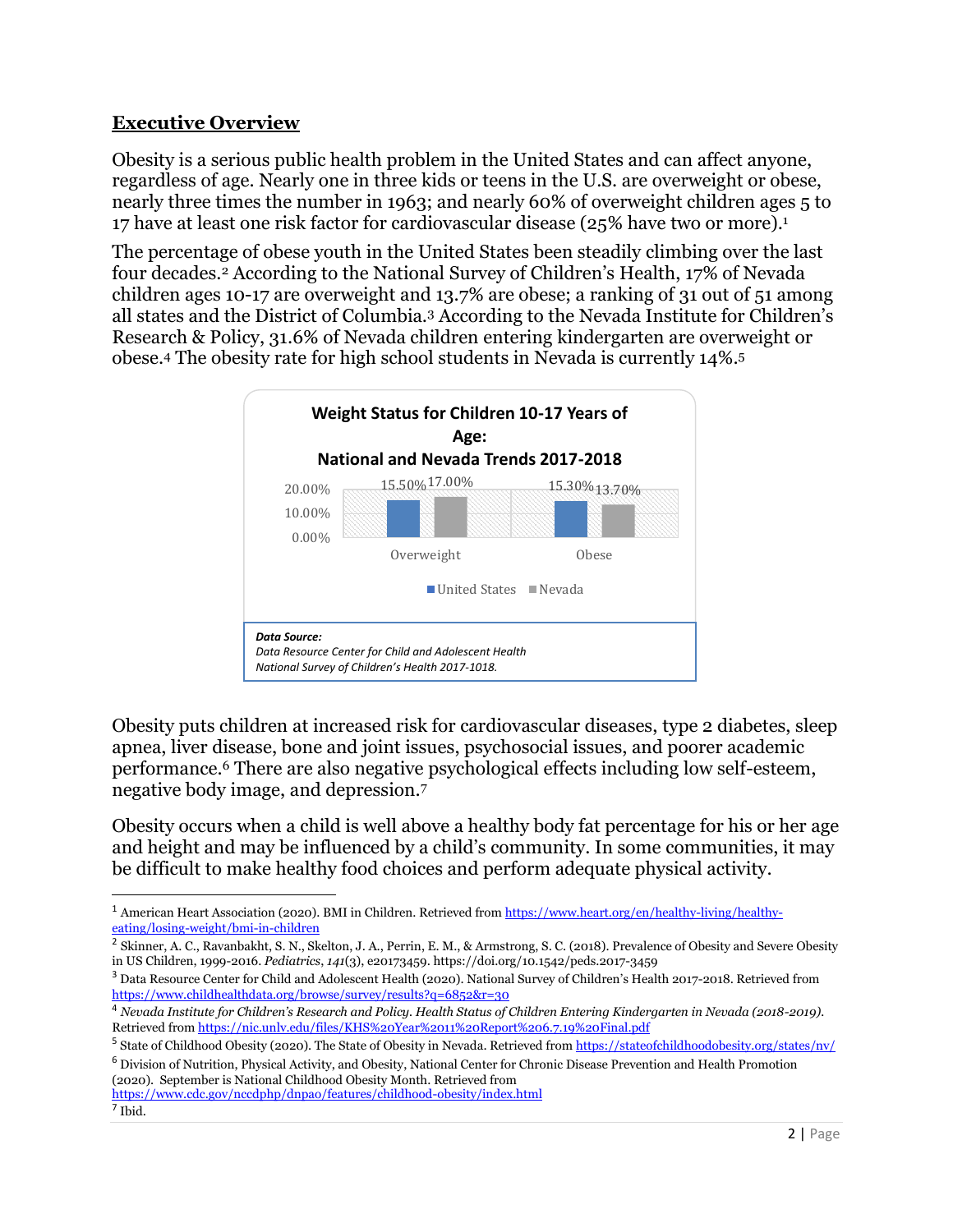## Executive Overview

Obesity is a serious public health problem in the United States and can affect anyone, regardless of age. Nearly one in three kids or teens in the U.S. are overweight or obese, nearly three times the number in 1963; and nearly 60% of overweight children ages 5 to 17 have at least one risk factor for cardiovascular disease (25% have two or more).[1]

The percentage of obese youth in the United States been steadily climbing over the last four decades.[2] According to the National Survey of Children's Health, 17% of Nevada children ages 10-17 are overweight and 13.7% are obese; a ranking of 31 out of 51 among all states and the District of Columbia.[3] According to the Nevada Institute for Children's Research & Policy, 31.6% of Nevada children entering kindergarten are overweight or obese.[4] The obesity rate for high school students in Nevada is currently 14%.[5]

**Weight Status for Children 10-17 Years of Age: National and Nevada Trends 2017-2018**

20.00%
10.00%
0.00%

15.50% 17.00%
15.30% 13.70%

Overweight
Obese

United States
Nevada

***Data Source:***
*Data Resource Center for Child and Adolescent Health*
*National Survey of Children's Health 2017-1018.*

Obesity puts children at increased risk for cardiovascular diseases, type 2 diabetes, sleep apnea, liver disease, bone and joint issues, psychosocial issues, and poorer academic performance.[6] There are also negative psychological effects including low self-esteem, negative body image, and depression.[7]

Obesity occurs when a child is well above a healthy body fat percentage for his or her age and height and may be influenced by a child's community. In some communities, it may be difficult to make healthy food choices and perform adequate physical activity.

---

[1] American Heart Association (2020). BMI in Children. Retrieved from https://www.heart.org/en/healthy-living/healthy-eating/losing-weight/bmi-in-children

[2] Skinner, A. C., Ravanbakht, S. N., Skelton, J. A., Perrin, E. M., & Armstrong, S. C. (2018). Prevalence of Obesity and Severe Obesity in US Children, 1999-2016. *Pediatrics*, *141*(3), e20173459. https://doi.org/10.1542/peds.2017-3459

[3] Data Resource Center for Child and Adolescent Health (2020). National Survey of Children's Health 2017-2018. Retrieved from https://www.childhealthdata.org/browse/survey/results?q=6852&r=30

[4] *Nevada Institute for Children's Research and Policy. Health Status of Children Entering Kindergarten in Nevada (2018-2019).* Retrieved from https://nic.unlv.edu/files/KHS%20Year%2011%20Report%206.7.19%20Final.pdf

[5] State of Childhood Obesity (2020). The State of Obesity in Nevada. Retrieved from https://stateofchildhoodobesity.org/states/nv/

[6] Division of Nutrition, Physical Activity, and Obesity, National Center for Chronic Disease Prevention and Health Promotion (2020). September is National Childhood Obesity Month. Retrieved from https://www.cdc.gov/nccdphp/dnpao/features/childhood-obesity/index.html

[7] Ibid.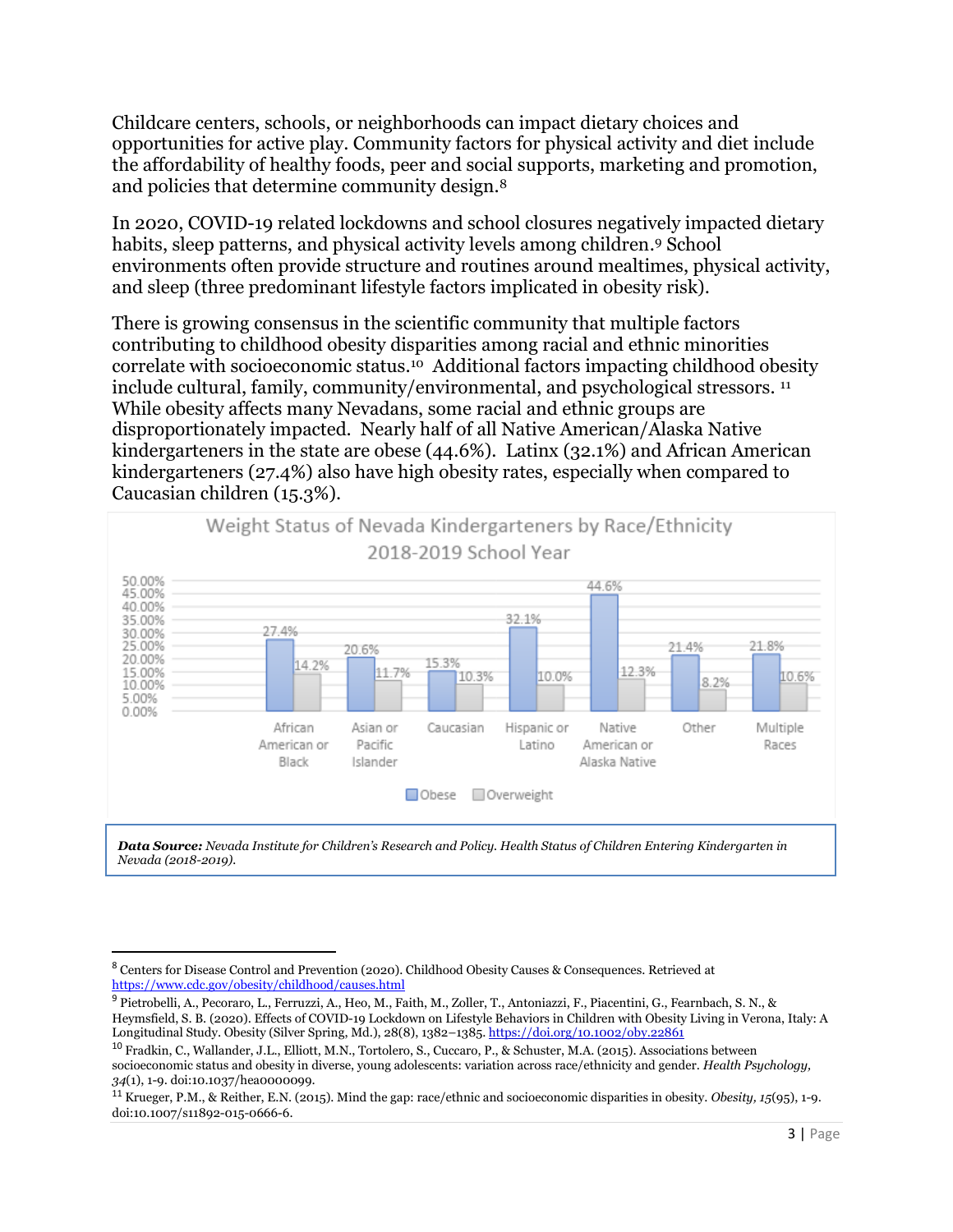Childcare centers, schools, or neighborhoods can impact dietary choices and opportunities for active play. Community factors for physical activity and diet include the affordability of healthy foods, peer and social supports, marketing and promotion, and policies that determine community design.[8]

In 2020, COVID-19 related lockdowns and school closures negatively impacted dietary habits, sleep patterns, and physical activity levels among children.[9] School environments often provide structure and routines around mealtimes, physical activity, and sleep (three predominant lifestyle factors implicated in obesity risk).

There is growing consensus in the scientific community that multiple factors contributing to childhood obesity disparities among racial and ethnic minorities correlate with socioeconomic status.[10] Additional factors impacting childhood obesity include cultural, family, community/environmental, and psychological stressors.[11] While obesity affects many Nevadans, some racial and ethnic groups are disproportionately impacted. Nearly half of all Native American/Alaska Native kindergarteners in the state are obese (44.6%). Latinx (32.1%) and African American kindergarteners (27.4%) also have high obesity rates, especially when compared to Caucasian children (15.3%).

Weight Status of Nevada Kindergarteners by Race/Ethnicity
2018-2019 School Year

50.00%
45.00%
40.00%
35.00%
30.00%
25.00%
20.00%
15.00%
10.00%
5.00%
0.00%

African American or Black: 27.4% 14.2%
Asian or Pacific Islander: 20.6% 11.7%
Caucasian: 15.3% 10.3%
Hispanic or Latino: 32.1% 10.0%
Native American or Alaska Native: 44.6% 12.3%
Other: 21.4% 8.2%
Multiple Races: 21.8% 10.6%

Obese  Overweight

***Data Source:*** *Nevada Institute for Children's Research and Policy. Health Status of Children Entering Kindergarten in Nevada (2018-2019).*

---

[8] Centers for Disease Control and Prevention (2020). Childhood Obesity Causes & Consequences. Retrieved at https://www.cdc.gov/obesity/childhood/causes.html

[9] Pietrobelli, A., Pecoraro, L., Ferruzzi, A., Heo, M., Faith, M., Zoller, T., Antoniazzi, F., Piacentini, G., Fearnbach, S. N., & Heymsfield, S. B. (2020). Effects of COVID-19 Lockdown on Lifestyle Behaviors in Children with Obesity Living in Verona, Italy: A Longitudinal Study. Obesity (Silver Spring, Md.), 28(8), 1382–1385. https://doi.org/10.1002/oby.22861

[10] Fradkin, C., Wallander, J.L., Elliott, M.N., Tortolero, S., Cuccaro, P., & Schuster, M.A. (2015). Associations between socioeconomic status and obesity in diverse, young adolescents: variation across race/ethnicity and gender. *Health Psychology, 34*(1), 1-9. doi:10.1037/hea0000099.

[11] Krueger, P.M., & Reither, E.N. (2015). Mind the gap: race/ethnic and socioeconomic disparities in obesity. *Obesity, 15*(95), 1-9. doi:10.1007/s11892-015-0666-6.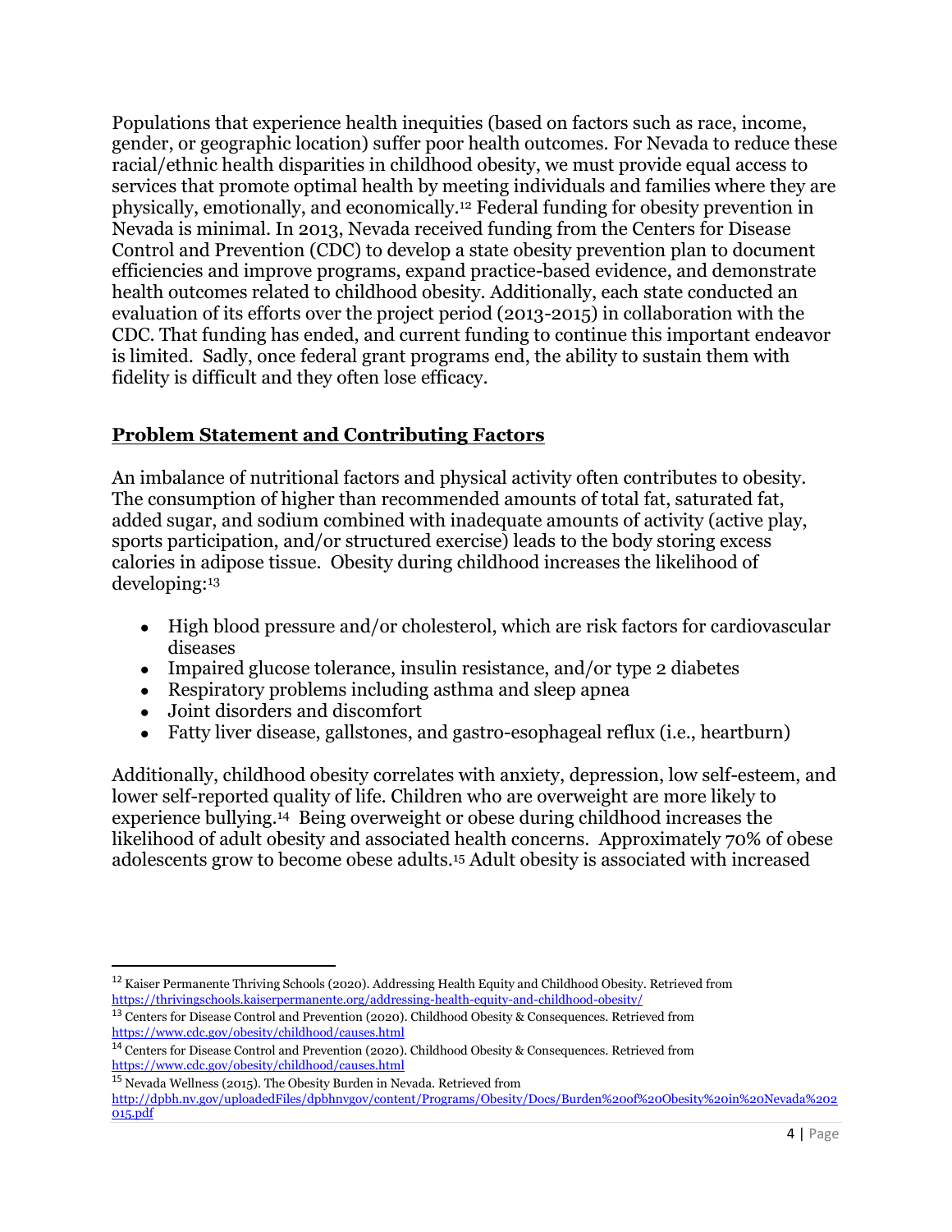Populations that experience health inequities (based on factors such as race, income, gender, or geographic location) suffer poor health outcomes. For Nevada to reduce these racial/ethnic health disparities in childhood obesity, we must provide equal access to services that promote optimal health by meeting individuals and families where they are physically, emotionally, and economically.[12] Federal funding for obesity prevention in Nevada is minimal. In 2013, Nevada received funding from the Centers for Disease Control and Prevention (CDC) to develop a state obesity prevention plan to document efficiencies and improve programs, expand practice-based evidence, and demonstrate health outcomes related to childhood obesity. Additionally, each state conducted an evaluation of its efforts over the project period (2013-2015) in collaboration with the CDC. That funding has ended, and current funding to continue this important endeavor is limited. Sadly, once federal grant programs end, the ability to sustain them with fidelity is difficult and they often lose efficacy.

## Problem Statement and Contributing Factors

An imbalance of nutritional factors and physical activity often contributes to obesity. The consumption of higher than recommended amounts of total fat, saturated fat, added sugar, and sodium combined with inadequate amounts of activity (active play, sports participation, and/or structured exercise) leads to the body storing excess calories in adipose tissue. Obesity during childhood increases the likelihood of developing:[13]

- High blood pressure and/or cholesterol, which are risk factors for cardiovascular diseases
- Impaired glucose tolerance, insulin resistance, and/or type 2 diabetes
- Respiratory problems including asthma and sleep apnea
- Joint disorders and discomfort
- Fatty liver disease, gallstones, and gastro-esophageal reflux (i.e., heartburn)

Additionally, childhood obesity correlates with anxiety, depression, low self-esteem, and lower self-reported quality of life. Children who are overweight are more likely to experience bullying.[14] Being overweight or obese during childhood increases the likelihood of adult obesity and associated health concerns. Approximately 70% of obese adolescents grow to become obese adults.[15] Adult obesity is associated with increased

---

[12] Kaiser Permanente Thriving Schools (2020). Addressing Health Equity and Childhood Obesity. Retrieved from https://thrivingschools.kaiserpermanente.org/addressing-health-equity-and-childhood-obesity/

[13] Centers for Disease Control and Prevention (2020). Childhood Obesity & Consequences. Retrieved from https://www.cdc.gov/obesity/childhood/causes.html

[14] Centers for Disease Control and Prevention (2020). Childhood Obesity & Consequences. Retrieved from https://www.cdc.gov/obesity/childhood/causes.html

[15] Nevada Wellness (2015). The Obesity Burden in Nevada. Retrieved from http://dpbh.nv.gov/uploadedFiles/dpbhnvgov/content/Programs/Obesity/Docs/Burden%20of%20Obesity%20in%20Nevada%202015.pdf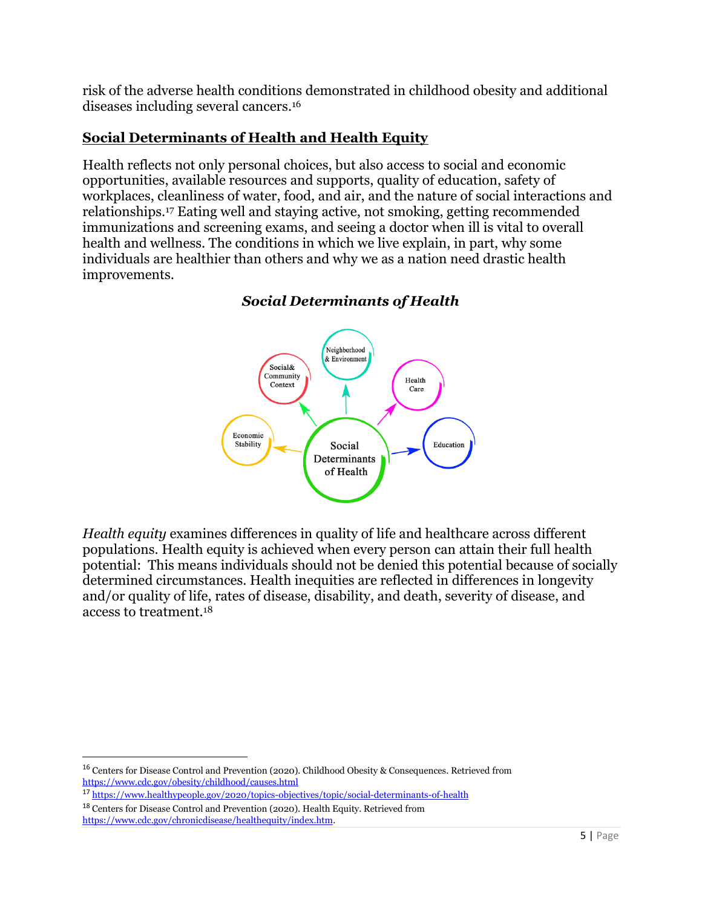risk of the adverse health conditions demonstrated in childhood obesity and additional diseases including several cancers.[16]

## Social Determinants of Health and Health Equity

Health reflects not only personal choices, but also access to social and economic opportunities, available resources and supports, quality of education, safety of workplaces, cleanliness of water, food, and air, and the nature of social interactions and relationships.[17] Eating well and staying active, not smoking, getting recommended immunizations and screening exams, and seeing a doctor when ill is vital to overall health and wellness. The conditions in which we live explain, in part, why some individuals are healthier than others and why we as a nation need drastic health improvements.

***Social Determinants of Health***

Social Determinants of Health

Neighborhood & Environment

Social& Community Context

Health Care

Economic Stability

Education

*Health equity* examines differences in quality of life and healthcare across different populations. Health equity is achieved when every person can attain their full health potential: This means individuals should not be denied this potential because of socially determined circumstances. Health inequities are reflected in differences in longevity and/or quality of life, rates of disease, disability, and death, severity of disease, and access to treatment.[18]

---

[16] Centers for Disease Control and Prevention (2020). Childhood Obesity & Consequences. Retrieved from https://www.cdc.gov/obesity/childhood/causes.html

[17] https://www.healthypeople.gov/2020/topics-objectives/topic/social-determinants-of-health

[18] Centers for Disease Control and Prevention (2020). Health Equity. Retrieved from https://www.cdc.gov/chronicdisease/healthequity/index.htm.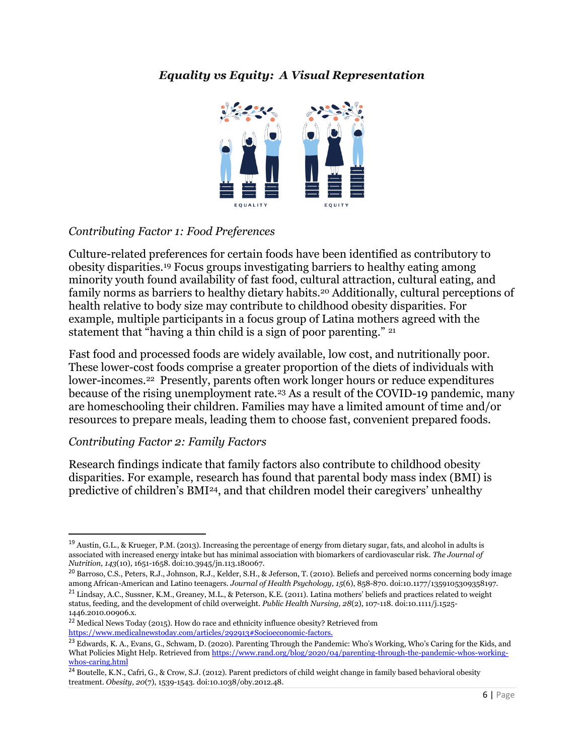***Equality vs Equity: A Visual Representation***

EQUALITY

EQUITY

*Contributing Factor 1: Food Preferences*

Culture-related preferences for certain foods have been identified as contributory to obesity disparities.[19] Focus groups investigating barriers to healthy eating among minority youth found availability of fast food, cultural attraction, cultural eating, and family norms as barriers to healthy dietary habits.[20] Additionally, cultural perceptions of health relative to body size may contribute to childhood obesity disparities. For example, multiple participants in a focus group of Latina mothers agreed with the statement that "having a thin child is a sign of poor parenting." [21]

Fast food and processed foods are widely available, low cost, and nutritionally poor. These lower-cost foods comprise a greater proportion of the diets of individuals with lower-incomes.[22] Presently, parents often work longer hours or reduce expenditures because of the rising unemployment rate.[23] As a result of the COVID-19 pandemic, many are homeschooling their children. Families may have a limited amount of time and/or resources to prepare meals, leading them to choose fast, convenient prepared foods.

*Contributing Factor 2: Family Factors*

Research findings indicate that family factors also contribute to childhood obesity disparities. For example, research has found that parental body mass index (BMI) is predictive of children's BMI[24], and that children model their caregivers' unhealthy

---

[19] Austin, G.L., & Krueger, P.M. (2013). Increasing the percentage of energy from dietary sugar, fats, and alcohol in adults is associated with increased energy intake but has minimal association with biomarkers of cardiovascular risk. *The Journal of Nutrition, 143*(10), 1651-1658. doi:10.3945/jn.113.180067.

[20] Barroso, C.S., Peters, R.J., Johnson, R.J., Kelder, S.H., & Jeferson, T. (2010). Beliefs and perceived norms concerning body image among African-American and Latino teenagers. *Journal of Health Psychology, 15*(6), 858-870. doi:10.1177/1359105309358197.

[21] Lindsay, A.C., Sussner, K.M., Greaney, M.L., & Peterson, K.E. (2011). Latina mothers' beliefs and practices related to weight status, feeding, and the development of child overweight. *Public Health Nursing, 28*(2), 107-118. doi:10.1111/j.1525-1446.2010.00906.x.

[22] Medical News Today (2015). How do race and ethnicity influence obesity? Retrieved from https://www.medicalnewstoday.com/articles/292913#Socioeconomic-factors.

[23] Edwards, K. A., Evans, G., Schwam, D. (2020). Parenting Through the Pandemic: Who's Working, Who's Caring for the Kids, and What Policies Might Help. Retrieved from https://www.rand.org/blog/2020/04/parenting-through-the-pandemic-whos-working-whos-caring.html

[24] Boutelle, K.N., Cafri, G., & Crow, S.J. (2012). Parent predictors of child weight change in family based behavioral obesity treatment. *Obesity, 20*(7), 1539-1543. doi:10.1038/oby.2012.48.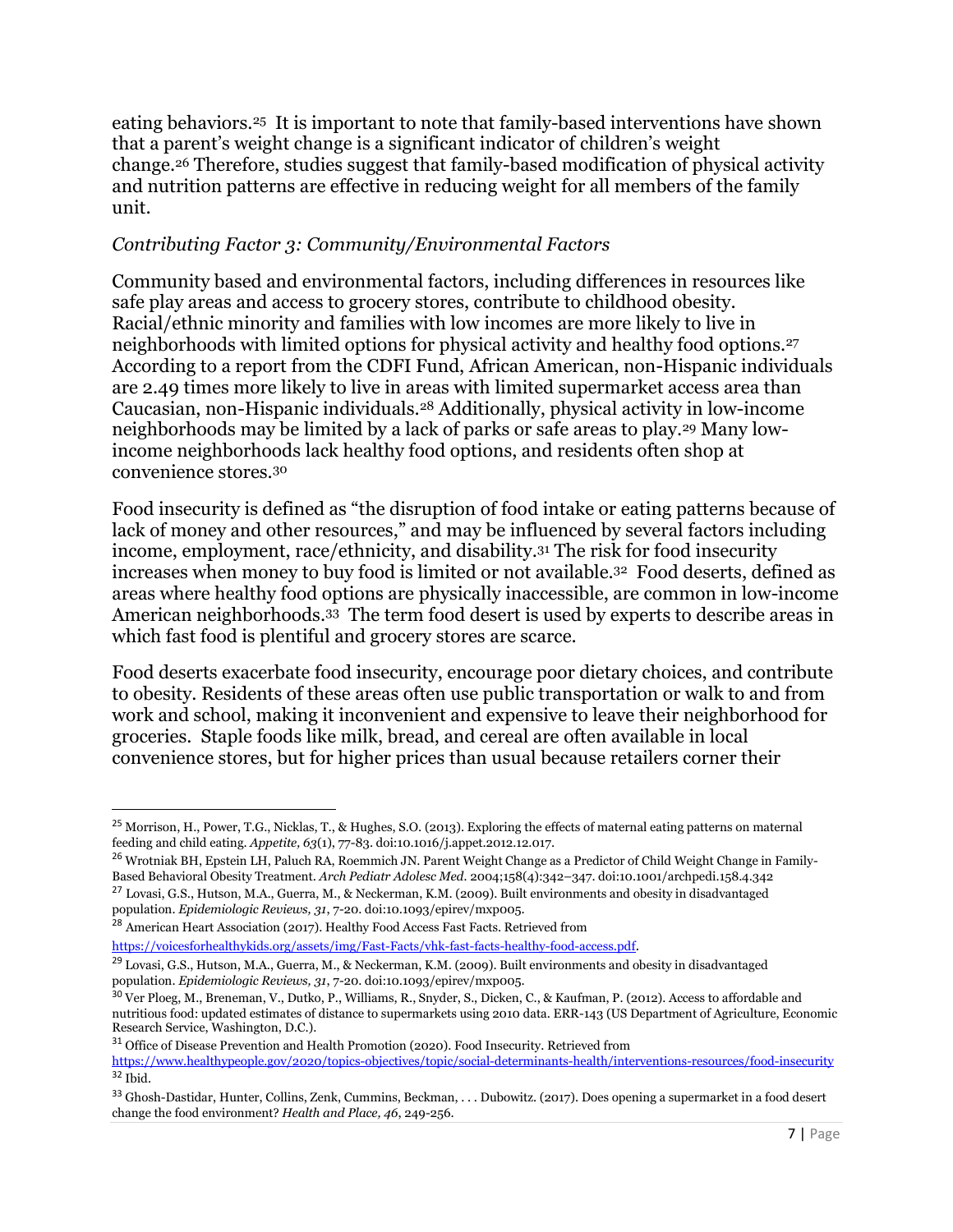eating behaviors.[25] It is important to note that family-based interventions have shown that a parent's weight change is a significant indicator of children's weight change.[26] Therefore, studies suggest that family-based modification of physical activity and nutrition patterns are effective in reducing weight for all members of the family unit.

*Contributing Factor 3: Community/Environmental Factors*

Community based and environmental factors, including differences in resources like safe play areas and access to grocery stores, contribute to childhood obesity. Racial/ethnic minority and families with low incomes are more likely to live in neighborhoods with limited options for physical activity and healthy food options.[27] According to a report from the CDFI Fund, African American, non-Hispanic individuals are 2.49 times more likely to live in areas with limited supermarket access area than Caucasian, non-Hispanic individuals.[28] Additionally, physical activity in low-income neighborhoods may be limited by a lack of parks or safe areas to play.[29] Many low-income neighborhoods lack healthy food options, and residents often shop at convenience stores.[30]

Food insecurity is defined as "the disruption of food intake or eating patterns because of lack of money and other resources," and may be influenced by several factors including income, employment, race/ethnicity, and disability.[31] The risk for food insecurity increases when money to buy food is limited or not available.[32] Food deserts, defined as areas where healthy food options are physically inaccessible, are common in low-income American neighborhoods.[33] The term food desert is used by experts to describe areas in which fast food is plentiful and grocery stores are scarce.

Food deserts exacerbate food insecurity, encourage poor dietary choices, and contribute to obesity. Residents of these areas often use public transportation or walk to and from work and school, making it inconvenient and expensive to leave their neighborhood for groceries. Staple foods like milk, bread, and cereal are often available in local convenience stores, but for higher prices than usual because retailers corner their

---

[25] Morrison, H., Power, T.G., Nicklas, T., & Hughes, S.O. (2013). Exploring the effects of maternal eating patterns on maternal feeding and child eating. *Appetite, 63*(1), 77-83. doi:10.1016/j.appet.2012.12.017.

[26] Wrotniak BH, Epstein LH, Paluch RA, Roemmich JN. Parent Weight Change as a Predictor of Child Weight Change in Family-Based Behavioral Obesity Treatment. *Arch Pediatr Adolesc Med*. 2004;158(4):342–347. doi:10.1001/archpedi.158.4.342

[27] Lovasi, G.S., Hutson, M.A., Guerra, M., & Neckerman, K.M. (2009). Built environments and obesity in disadvantaged population. *Epidemiologic Reviews, 31*, 7-20. doi:10.1093/epirev/mxp005.

[28] American Heart Association (2017). Healthy Food Access Fast Facts. Retrieved from https://voicesforhealthykids.org/assets/img/Fast-Facts/vhk-fast-facts-healthy-food-access.pdf.

[29] Lovasi, G.S., Hutson, M.A., Guerra, M., & Neckerman, K.M. (2009). Built environments and obesity in disadvantaged population. *Epidemiologic Reviews, 31*, 7-20. doi:10.1093/epirev/mxp005.

[30] Ver Ploeg, M., Breneman, V., Dutko, P., Williams, R., Snyder, S., Dicken, C., & Kaufman, P. (2012). Access to affordable and nutritious food: updated estimates of distance to supermarkets using 2010 data. ERR-143 (US Department of Agriculture, Economic Research Service, Washington, D.C.).

[31] Office of Disease Prevention and Health Promotion (2020). Food Insecurity. Retrieved from https://www.healthypeople.gov/2020/topics-objectives/topic/social-determinants-health/interventions-resources/food-insecurity

[32] Ibid.

[33] Ghosh-Dastidar, Hunter, Collins, Zenk, Cummins, Beckman, . . . Dubowitz. (2017). Does opening a supermarket in a food desert change the food environment? *Health and Place, 46*, 249-256.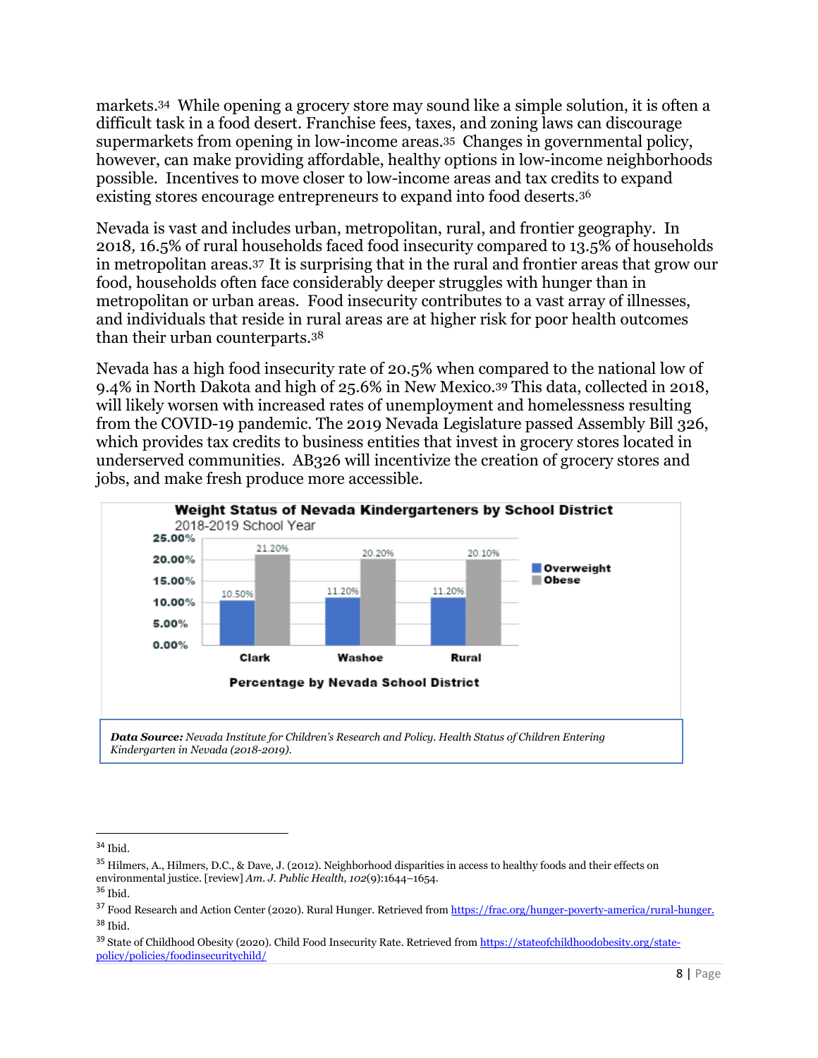markets.[34] While opening a grocery store may sound like a simple solution, it is often a difficult task in a food desert. Franchise fees, taxes, and zoning laws can discourage supermarkets from opening in low-income areas.[35] Changes in governmental policy, however, can make providing affordable, healthy options in low-income neighborhoods possible. Incentives to move closer to low-income areas and tax credits to expand existing stores encourage entrepreneurs to expand into food deserts.[36]

Nevada is vast and includes urban, metropolitan, rural, and frontier geography. In 2018, 16.5% of rural households faced food insecurity compared to 13.5% of households in metropolitan areas.[37] It is surprising that in the rural and frontier areas that grow our food, households often face considerably deeper struggles with hunger than in metropolitan or urban areas. Food insecurity contributes to a vast array of illnesses, and individuals that reside in rural areas are at higher risk for poor health outcomes than their urban counterparts.[38]

Nevada has a high food insecurity rate of 20.5% when compared to the national low of 9.4% in North Dakota and high of 25.6% in New Mexico.[39] This data, collected in 2018, will likely worsen with increased rates of unemployment and homelessness resulting from the COVID-19 pandemic. The 2019 Nevada Legislature passed Assembly Bill 326, which provides tax credits to business entities that invest in grocery stores located in underserved communities. AB326 will incentivize the creation of grocery stores and jobs, and make fresh produce more accessible.

**Weight Status of Nevada Kindergarteners by School District**

2018-2019 School Year

25.00%
20.00%
15.00%
10.00%
5.00%
0.00%

Clark: 10.50% 21.20%
Washoe: 11.20% 20.20%
Rural: 11.20% 20.10%

Overweight
Obese

Percentage by Nevada School District

***Data Source:*** *Nevada Institute for Children's Research and Policy. Health Status of Children Entering Kindergarten in Nevada (2018-2019).*

---

[34] Ibid.

[35] Hilmers, A., Hilmers, D.C., & Dave, J. (2012). Neighborhood disparities in access to healthy foods and their effects on environmental justice. [review] *Am. J. Public Health, 102*(9):1644–1654.

[36] Ibid.

[37] Food Research and Action Center (2020). Rural Hunger. Retrieved from https://frac.org/hunger-poverty-america/rural-hunger.

[38] Ibid.

[39] State of Childhood Obesity (2020). Child Food Insecurity Rate. Retrieved from https://stateofchildhoodobesity.org/state-policy/policies/foodinsecuritychild/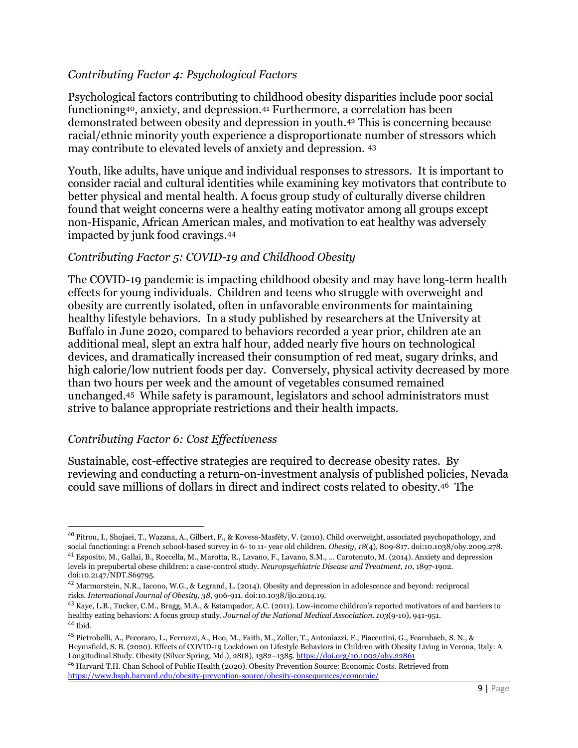*Contributing Factor 4: Psychological Factors*

Psychological factors contributing to childhood obesity disparities include poor social functioning[40], anxiety, and depression.[41] Furthermore, a correlation has been demonstrated between obesity and depression in youth.[42] This is concerning because racial/ethnic minority youth experience a disproportionate number of stressors which may contribute to elevated levels of anxiety and depression. [43]

Youth, like adults, have unique and individual responses to stressors. It is important to consider racial and cultural identities while examining key motivators that contribute to better physical and mental health. A focus group study of culturally diverse children found that weight concerns were a healthy eating motivator among all groups except non-Hispanic, African American males, and motivation to eat healthy was adversely impacted by junk food cravings.[44]

*Contributing Factor 5: COVID-19 and Childhood Obesity*

The COVID-19 pandemic is impacting childhood obesity and may have long-term health effects for young individuals. Children and teens who struggle with overweight and obesity are currently isolated, often in unfavorable environments for maintaining healthy lifestyle behaviors. In a study published by researchers at the University at Buffalo in June 2020, compared to behaviors recorded a year prior, children ate an additional meal, slept an extra half hour, added nearly five hours on technological devices, and dramatically increased their consumption of red meat, sugary drinks, and high calorie/low nutrient foods per day. Conversely, physical activity decreased by more than two hours per week and the amount of vegetables consumed remained unchanged.[45] While safety is paramount, legislators and school administrators must strive to balance appropriate restrictions and their health impacts.

*Contributing Factor 6: Cost Effectiveness*

Sustainable, cost-effective strategies are required to decrease obesity rates. By reviewing and conducting a return-on-investment analysis of published policies, Nevada could save millions of dollars in direct and indirect costs related to obesity.[46] The

---

[40] Pitrou, I., Shojaei, T., Wazana, A., Gilbert, F., & Kovess-Masféty, V. (2010). Child overweight, associated psychopathology, and social functioning: a French school-based survey in 6- to 11- year old children. *Obesity, 18*(4), 809-817. doi:10.1038/oby.2009.278.

[41] Esposito, M., Gallai, B., Roccella, M., Marotta, R., Lavano, F., Lavano, S.M., ... Carotenuto, M. (2014). Anxiety and depression levels in prepubertal obese children: a case-control study. *Neuropsychiatric Disease and Treatment, 10*, 1897-1902. doi:10.2147/NDT.S69795.

[42] Marmorstein, N.R., Iacono, W.G., & Legrand, L. (2014). Obesity and depression in adolescence and beyond: reciprocal risks. *International Journal of Obesity, 38*, 906-911. doi:10.1038/ijo.2014.19.

[43] Kaye, L.B., Tucker, C.M., Bragg, M.A., & Estampador, A.C. (2011). Low-income children's reported motivators of and barriers to healthy eating behaviors: A focus group study. *Journal of the National Medical Association. 103*(9-10), 941-951.

[44] Ibid.

[45] Pietrobelli, A., Pecoraro, L., Ferruzzi, A., Heo, M., Faith, M., Zoller, T., Antoniazzi, F., Piacentini, G., Fearnbach, S. N., & Heymsfield, S. B. (2020). Effects of COVID-19 Lockdown on Lifestyle Behaviors in Children with Obesity Living in Verona, Italy: A Longitudinal Study. Obesity (Silver Spring, Md.), 28(8), 1382–1385. https://doi.org/10.1002/oby.22861

[46] Harvard T.H. Chan School of Public Health (2020). Obesity Prevention Source: Economic Costs. Retrieved from https://www.hsph.harvard.edu/obesity-prevention-source/obesity-consequences/economic/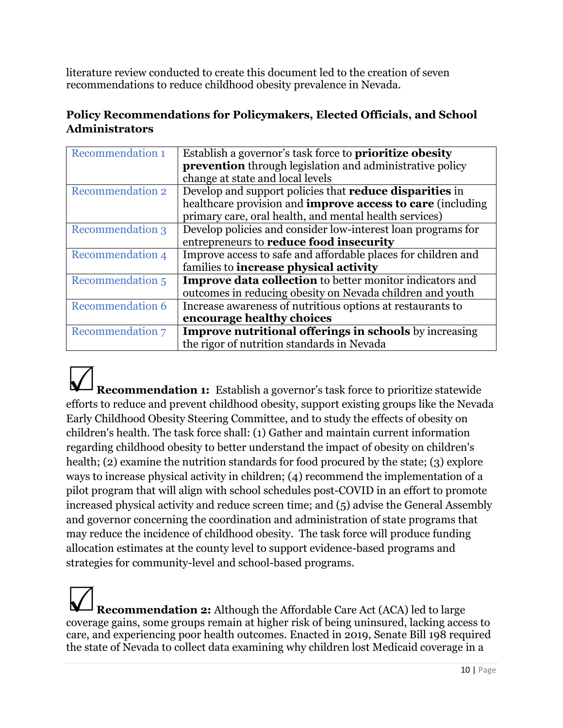literature review conducted to create this document led to the creation of seven recommendations to reduce childhood obesity prevalence in Nevada.

### Policy Recommendations for Policymakers, Elected Officials, and School Administrators

| | |
|---|---|
| Recommendation 1 | Establish a governor's task force to **prioritize obesity prevention** through legislation and administrative policy change at state and local levels |
| Recommendation 2 | Develop and support policies that **reduce disparities** in healthcare provision and **improve access to care** (including primary care, oral health, and mental health services) |
| Recommendation 3 | Develop policies and consider low-interest loan programs for entrepreneurs to **reduce food insecurity** |
| Recommendation 4 | Improve access to safe and affordable places for children and families to **increase physical activity** |
| Recommendation 5 | **Improve data collection** to better monitor indicators and outcomes in reducing obesity on Nevada children and youth |
| Recommendation 6 | Increase awareness of nutritious options at restaurants to **encourage healthy choices** |
| Recommendation 7 | **Improve nutritional offerings in schools** by increasing the rigor of nutrition standards in Nevada |

☑ **Recommendation 1:** Establish a governor's task force to prioritize statewide efforts to reduce and prevent childhood obesity, support existing groups like the Nevada Early Childhood Obesity Steering Committee, and to study the effects of obesity on children's health. The task force shall: (1) Gather and maintain current information regarding childhood obesity to better understand the impact of obesity on children's health; (2) examine the nutrition standards for food procured by the state; (3) explore ways to increase physical activity in children; (4) recommend the implementation of a pilot program that will align with school schedules post-COVID in an effort to promote increased physical activity and reduce screen time; and (5) advise the General Assembly and governor concerning the coordination and administration of state programs that may reduce the incidence of childhood obesity. The task force will produce funding allocation estimates at the county level to support evidence-based programs and strategies for community-level and school-based programs.

☑ **Recommendation 2:** Although the Affordable Care Act (ACA) led to large coverage gains, some groups remain at higher risk of being uninsured, lacking access to care, and experiencing poor health outcomes. Enacted in 2019, Senate Bill 198 required the state of Nevada to collect data examining why children lost Medicaid coverage in a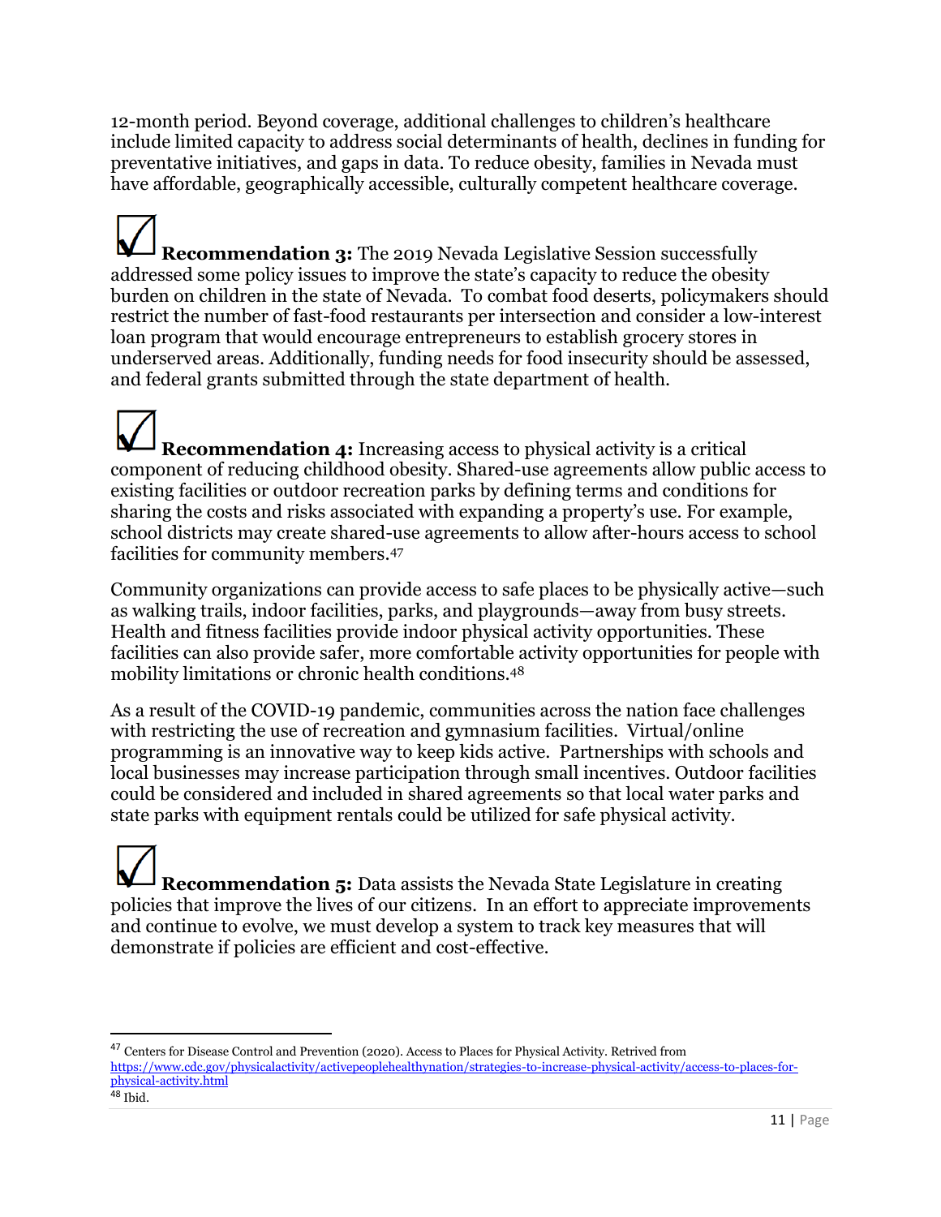12-month period. Beyond coverage, additional challenges to children's healthcare include limited capacity to address social determinants of health, declines in funding for preventative initiatives, and gaps in data. To reduce obesity, families in Nevada must have affordable, geographically accessible, culturally competent healthcare coverage.

☑ **Recommendation 3:** The 2019 Nevada Legislative Session successfully addressed some policy issues to improve the state's capacity to reduce the obesity burden on children in the state of Nevada. To combat food deserts, policymakers should restrict the number of fast-food restaurants per intersection and consider a low-interest loan program that would encourage entrepreneurs to establish grocery stores in underserved areas. Additionally, funding needs for food insecurity should be assessed, and federal grants submitted through the state department of health.

☑ **Recommendation 4:** Increasing access to physical activity is a critical component of reducing childhood obesity. Shared-use agreements allow public access to existing facilities or outdoor recreation parks by defining terms and conditions for sharing the costs and risks associated with expanding a property's use. For example, school districts may create shared-use agreements to allow after-hours access to school facilities for community members.[47]

Community organizations can provide access to safe places to be physically active—such as walking trails, indoor facilities, parks, and playgrounds—away from busy streets. Health and fitness facilities provide indoor physical activity opportunities. These facilities can also provide safer, more comfortable activity opportunities for people with mobility limitations or chronic health conditions.[48]

As a result of the COVID-19 pandemic, communities across the nation face challenges with restricting the use of recreation and gymnasium facilities. Virtual/online programming is an innovative way to keep kids active. Partnerships with schools and local businesses may increase participation through small incentives. Outdoor facilities could be considered and included in shared agreements so that local water parks and state parks with equipment rentals could be utilized for safe physical activity.

☑ **Recommendation 5:** Data assists the Nevada State Legislature in creating policies that improve the lives of our citizens. In an effort to appreciate improvements and continue to evolve, we must develop a system to track key measures that will demonstrate if policies are efficient and cost-effective.

---

[47] Centers for Disease Control and Prevention (2020). Access to Places for Physical Activity. Retrived from https://www.cdc.gov/physicalactivity/activepeoplehealthynation/strategies-to-increase-physical-activity/access-to-places-for-physical-activity.html

[48] Ibid.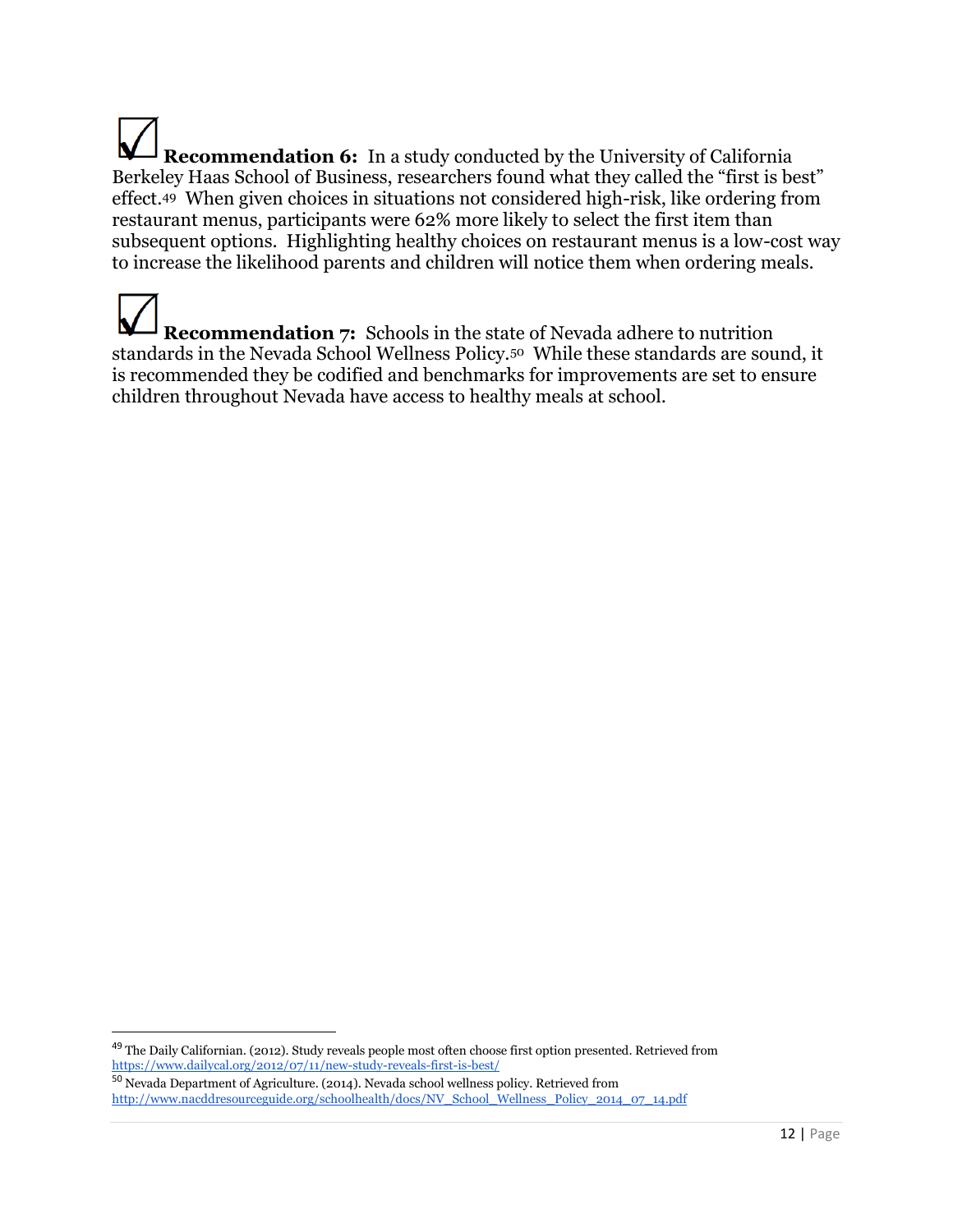☑ **Recommendation 6:** In a study conducted by the University of California Berkeley Haas School of Business, researchers found what they called the "first is best" effect.[49] When given choices in situations not considered high-risk, like ordering from restaurant menus, participants were 62% more likely to select the first item than subsequent options. Highlighting healthy choices on restaurant menus is a low-cost way to increase the likelihood parents and children will notice them when ordering meals.

☑ **Recommendation 7:** Schools in the state of Nevada adhere to nutrition standards in the Nevada School Wellness Policy.[50] While these standards are sound, it is recommended they be codified and benchmarks for improvements are set to ensure children throughout Nevada have access to healthy meals at school.

---

[49] The Daily Californian. (2012). Study reveals people most often choose first option presented. Retrieved from https://www.dailycal.org/2012/07/11/new-study-reveals-first-is-best/

[50] Nevada Department of Agriculture. (2014). Nevada school wellness policy. Retrieved from http://www.nacddresourceguide.org/schoolhealth/docs/NV_School_Wellness_Policy_2014_07_14.pdf